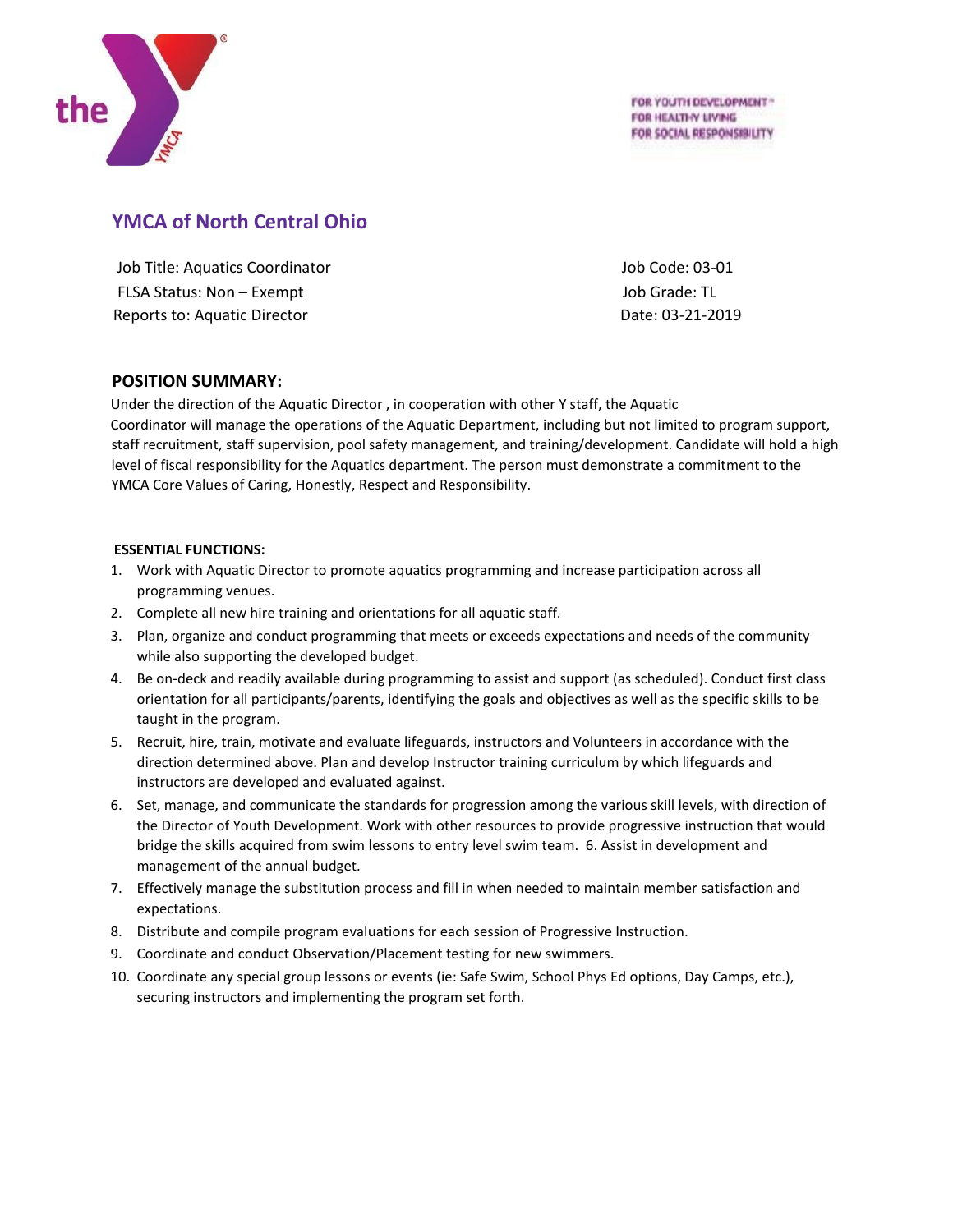FOR YOUTH DEVELOPMENT
FOR HEALTHY LIVING
FOR SOCIAL RESPONSIBILITY

## YMCA of North Central Ohio

Job Title: Aquatics Coordinator
FLSA Status: Non – Exempt
Reports to: Aquatic Director

Job Code: 03-01
Job Grade: TL
Date: 03-21-2019

### POSITION SUMMARY:

Under the direction of the Aquatic Director , in cooperation with other Y staff, the Aquatic Coordinator will manage the operations of the Aquatic Department, including but not limited to program support, staff recruitment, staff supervision, pool safety management, and training/development. Candidate will hold a high level of fiscal responsibility for the Aquatics department. The person must demonstrate a commitment to the YMCA Core Values of Caring, Honestly, Respect and Responsibility.

**ESSENTIAL FUNCTIONS:**

1. Work with Aquatic Director to promote aquatics programming and increase participation across all programming venues.
2. Complete all new hire training and orientations for all aquatic staff.
3. Plan, organize and conduct programming that meets or exceeds expectations and needs of the community while also supporting the developed budget.
4. Be on-deck and readily available during programming to assist and support (as scheduled). Conduct first class orientation for all participants/parents, identifying the goals and objectives as well as the specific skills to be taught in the program.
5. Recruit, hire, train, motivate and evaluate lifeguards, instructors and Volunteers in accordance with the direction determined above. Plan and develop Instructor training curriculum by which lifeguards and instructors are developed and evaluated against.
6. Set, manage, and communicate the standards for progression among the various skill levels, with direction of the Director of Youth Development. Work with other resources to provide progressive instruction that would bridge the skills acquired from swim lessons to entry level swim team. 6. Assist in development and management of the annual budget.
7. Effectively manage the substitution process and fill in when needed to maintain member satisfaction and expectations.
8. Distribute and compile program evaluations for each session of Progressive Instruction.
9. Coordinate and conduct Observation/Placement testing for new swimmers.
10. Coordinate any special group lessons or events (ie: Safe Swim, School Phys Ed options, Day Camps, etc.), securing instructors and implementing the program set forth.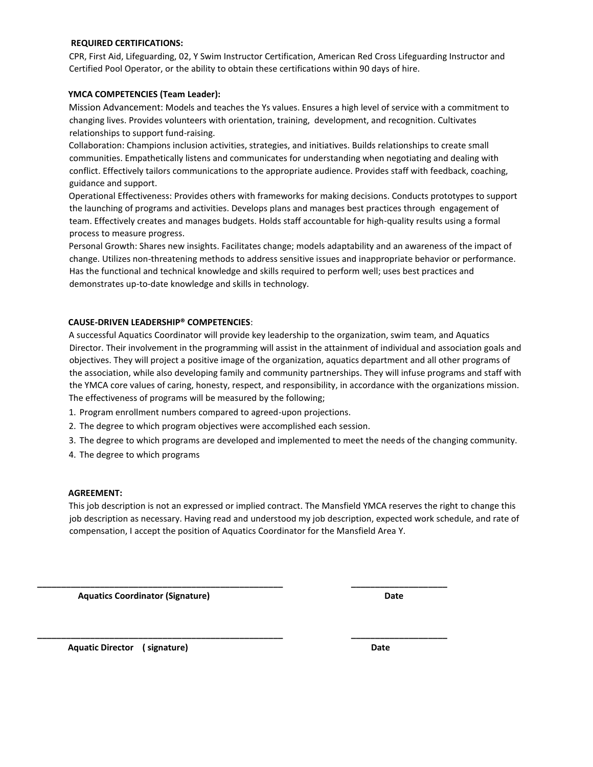**REQUIRED CERTIFICATIONS:**

CPR, First Aid, Lifeguarding, 02, Y Swim Instructor Certification, American Red Cross Lifeguarding Instructor and Certified Pool Operator, or the ability to obtain these certifications within 90 days of hire.

**YMCA COMPETENCIES (Team Leader):**

Mission Advancement: Models and teaches the Ys values. Ensures a high level of service with a commitment to changing lives. Provides volunteers with orientation, training, development, and recognition. Cultivates relationships to support fund-raising.

Collaboration: Champions inclusion activities, strategies, and initiatives. Builds relationships to create small communities. Empathetically listens and communicates for understanding when negotiating and dealing with conflict. Effectively tailors communications to the appropriate audience. Provides staff with feedback, coaching, guidance and support.

Operational Effectiveness: Provides others with frameworks for making decisions. Conducts prototypes to support the launching of programs and activities. Develops plans and manages best practices through engagement of team. Effectively creates and manages budgets. Holds staff accountable for high-quality results using a formal process to measure progress.

Personal Growth: Shares new insights. Facilitates change; models adaptability and an awareness of the impact of change. Utilizes non-threatening methods to address sensitive issues and inappropriate behavior or performance. Has the functional and technical knowledge and skills required to perform well; uses best practices and demonstrates up-to-date knowledge and skills in technology.

**CAUSE-DRIVEN LEADERSHIP® COMPETENCIES**:

A successful Aquatics Coordinator will provide key leadership to the organization, swim team, and Aquatics Director. Their involvement in the programming will assist in the attainment of individual and association goals and objectives. They will project a positive image of the organization, aquatics department and all other programs of the association, while also developing family and community partnerships. They will infuse programs and staff with the YMCA core values of caring, honesty, respect, and responsibility, in accordance with the organizations mission. The effectiveness of programs will be measured by the following;

1. Program enrollment numbers compared to agreed-upon projections.
2. The degree to which program objectives were accomplished each session.
3. The degree to which programs are developed and implemented to meet the needs of the changing community.
4. The degree to which programs

**AGREEMENT:**

This job description is not an expressed or implied contract. The Mansfield YMCA reserves the right to change this job description as necessary. Having read and understood my job description, expected work schedule, and rate of compensation, I accept the position of Aquatics Coordinator for the Mansfield Area Y.

\_\_\_\_\_\_\_\_\_\_\_\_\_\_\_\_\_\_\_\_\_\_\_\_\_\_\_\_\_\_\_\_\_\_\_\_\_\_\_\_\_\_\_\_\_\_\_\_\_\_ \_\_\_\_\_\_\_\_\_\_\_\_\_\_\_\_\_\_\_\_

**Aquatics Coordinator (Signature)** **Date**

\_\_\_\_\_\_\_\_\_\_\_\_\_\_\_\_\_\_\_\_\_\_\_\_\_\_\_\_\_\_\_\_\_\_\_\_\_\_\_\_\_\_\_\_\_\_\_\_\_\_ \_\_\_\_\_\_\_\_\_\_\_\_\_\_\_\_\_\_\_\_

**Aquatic Director ( signature)** **Date**